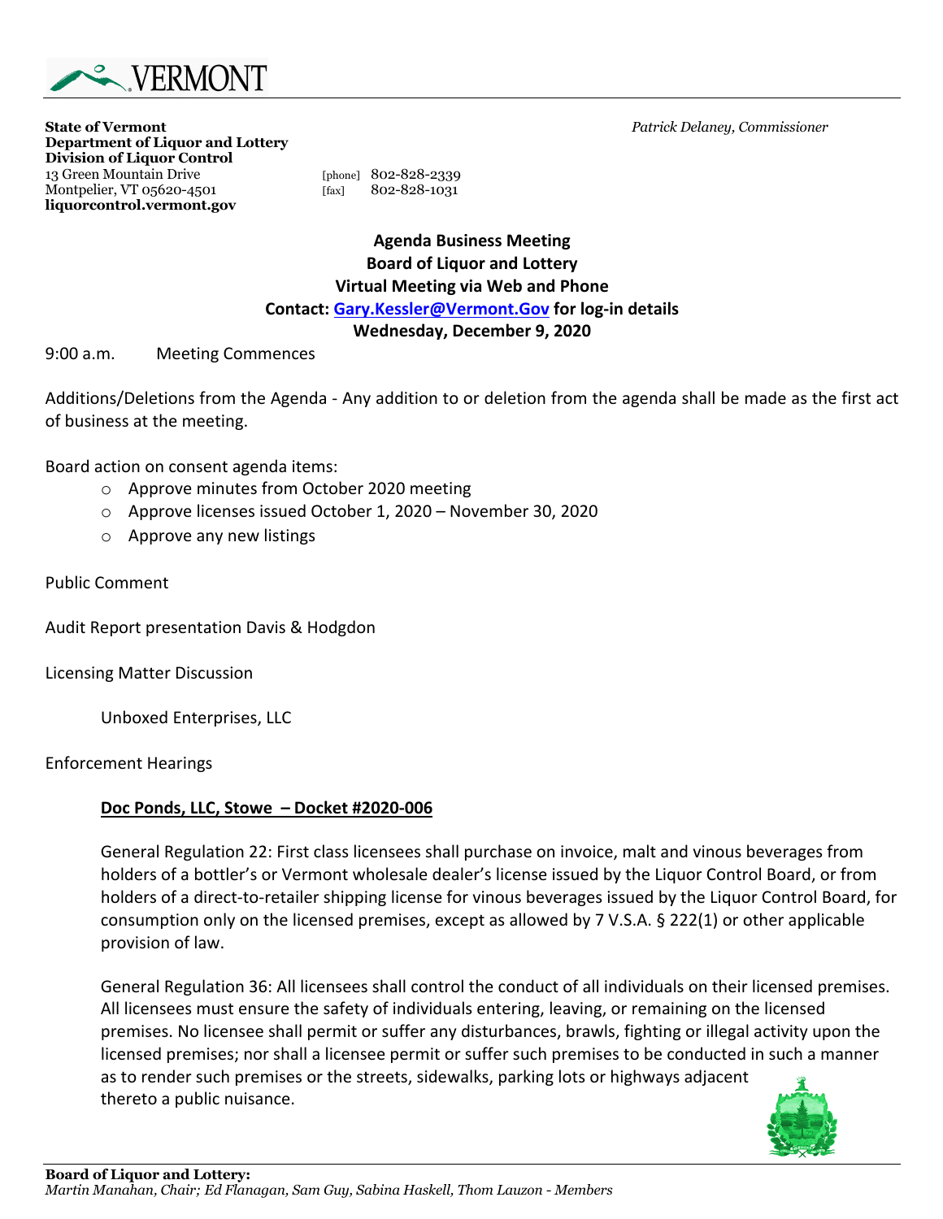VERMONT

**State of Vermont**
**Department of Liquor and Lottery**
**Division of Liquor Control**
13 Green Mountain Drive
Montpelier, VT 05620-4501
**liquorcontrol.vermont.gov**

[phone] 802-828-2339
[fax] 802-828-1031

*Patrick Delaney, Commissioner*

**Agenda Business Meeting**
**Board of Liquor and Lottery**
**Virtual Meeting via Web and Phone**
**Contact: Gary.Kessler@Vermont.Gov for log-in details**
**Wednesday, December 9, 2020**

9:00 a.m. Meeting Commences

Additions/Deletions from the Agenda - Any addition to or deletion from the agenda shall be made as the first act of business at the meeting.

Board action on consent agenda items:

- Approve minutes from October 2020 meeting
- Approve licenses issued October 1, 2020 – November 30, 2020
- Approve any new listings

Public Comment

Audit Report presentation Davis & Hodgdon

Licensing Matter Discussion

Unboxed Enterprises, LLC

Enforcement Hearings

**Doc Ponds, LLC, Stowe – Docket #2020-006**

General Regulation 22: First class licensees shall purchase on invoice, malt and vinous beverages from holders of a bottler's or Vermont wholesale dealer's license issued by the Liquor Control Board, or from holders of a direct-to-retailer shipping license for vinous beverages issued by the Liquor Control Board, for consumption only on the licensed premises, except as allowed by 7 V.S.A. § 222(1) or other applicable provision of law.

General Regulation 36: All licensees shall control the conduct of all individuals on their licensed premises. All licensees must ensure the safety of individuals entering, leaving, or remaining on the licensed premises. No licensee shall permit or suffer any disturbances, brawls, fighting or illegal activity upon the licensed premises; nor shall a licensee permit or suffer such premises to be conducted in such a manner as to render such premises or the streets, sidewalks, parking lots or highways adjacent thereto a public nuisance.

**Board of Liquor and Lottery:**
*Martin Manahan, Chair; Ed Flanagan, Sam Guy, Sabina Haskell, Thom Lauzon - Members*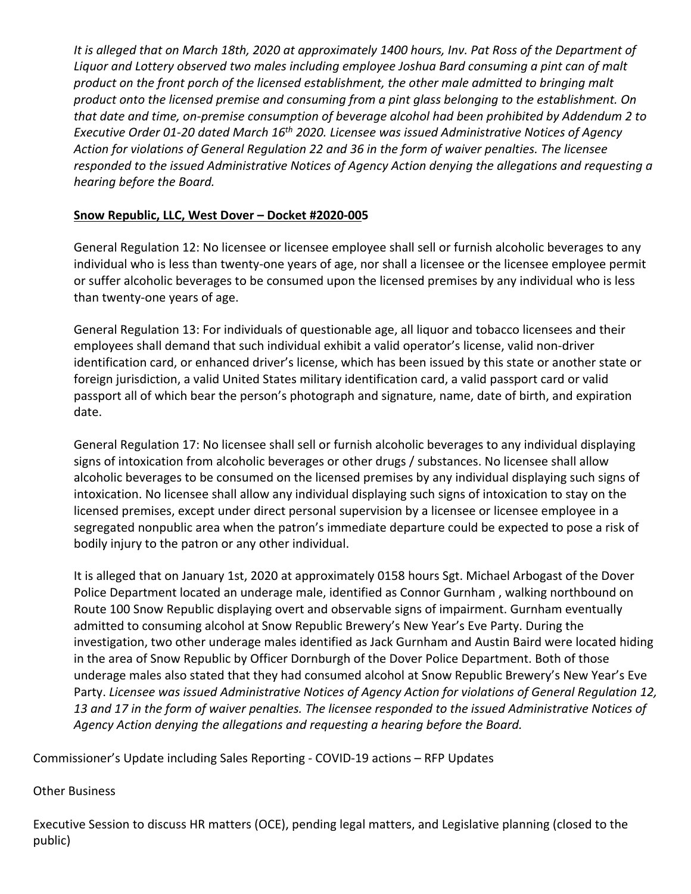*It is alleged that on March 18th, 2020 at approximately 1400 hours, Inv. Pat Ross of the Department of Liquor and Lottery observed two males including employee Joshua Bard consuming a pint can of malt product on the front porch of the licensed establishment, the other male admitted to bringing malt product onto the licensed premise and consuming from a pint glass belonging to the establishment. On that date and time, on-premise consumption of beverage alcohol had been prohibited by Addendum 2 to Executive Order 01-20 dated March 16th 2020. Licensee was issued Administrative Notices of Agency Action for violations of General Regulation 22 and 36 in the form of waiver penalties. The licensee responded to the issued Administrative Notices of Agency Action denying the allegations and requesting a hearing before the Board.*

**Snow Republic, LLC, West Dover – Docket #2020-005**

General Regulation 12: No licensee or licensee employee shall sell or furnish alcoholic beverages to any individual who is less than twenty-one years of age, nor shall a licensee or the licensee employee permit or suffer alcoholic beverages to be consumed upon the licensed premises by any individual who is less than twenty-one years of age.

General Regulation 13: For individuals of questionable age, all liquor and tobacco licensees and their employees shall demand that such individual exhibit a valid operator's license, valid non-driver identification card, or enhanced driver's license, which has been issued by this state or another state or foreign jurisdiction, a valid United States military identification card, a valid passport card or valid passport all of which bear the person's photograph and signature, name, date of birth, and expiration date.

General Regulation 17: No licensee shall sell or furnish alcoholic beverages to any individual displaying signs of intoxication from alcoholic beverages or other drugs / substances. No licensee shall allow alcoholic beverages to be consumed on the licensed premises by any individual displaying such signs of intoxication. No licensee shall allow any individual displaying such signs of intoxication to stay on the licensed premises, except under direct personal supervision by a licensee or licensee employee in a segregated nonpublic area when the patron's immediate departure could be expected to pose a risk of bodily injury to the patron or any other individual.

It is alleged that on January 1st, 2020 at approximately 0158 hours Sgt. Michael Arbogast of the Dover Police Department located an underage male, identified as Connor Gurnham , walking northbound on Route 100 Snow Republic displaying overt and observable signs of impairment. Gurnham eventually admitted to consuming alcohol at Snow Republic Brewery's New Year's Eve Party. During the investigation, two other underage males identified as Jack Gurnham and Austin Baird were located hiding in the area of Snow Republic by Officer Dornburgh of the Dover Police Department. Both of those underage males also stated that they had consumed alcohol at Snow Republic Brewery's New Year's Eve Party. *Licensee was issued Administrative Notices of Agency Action for violations of General Regulation 12, 13 and 17 in the form of waiver penalties. The licensee responded to the issued Administrative Notices of Agency Action denying the allegations and requesting a hearing before the Board.*

Commissioner's Update including Sales Reporting - COVID-19 actions – RFP Updates

Other Business

Executive Session to discuss HR matters (OCE), pending legal matters, and Legislative planning (closed to the public)